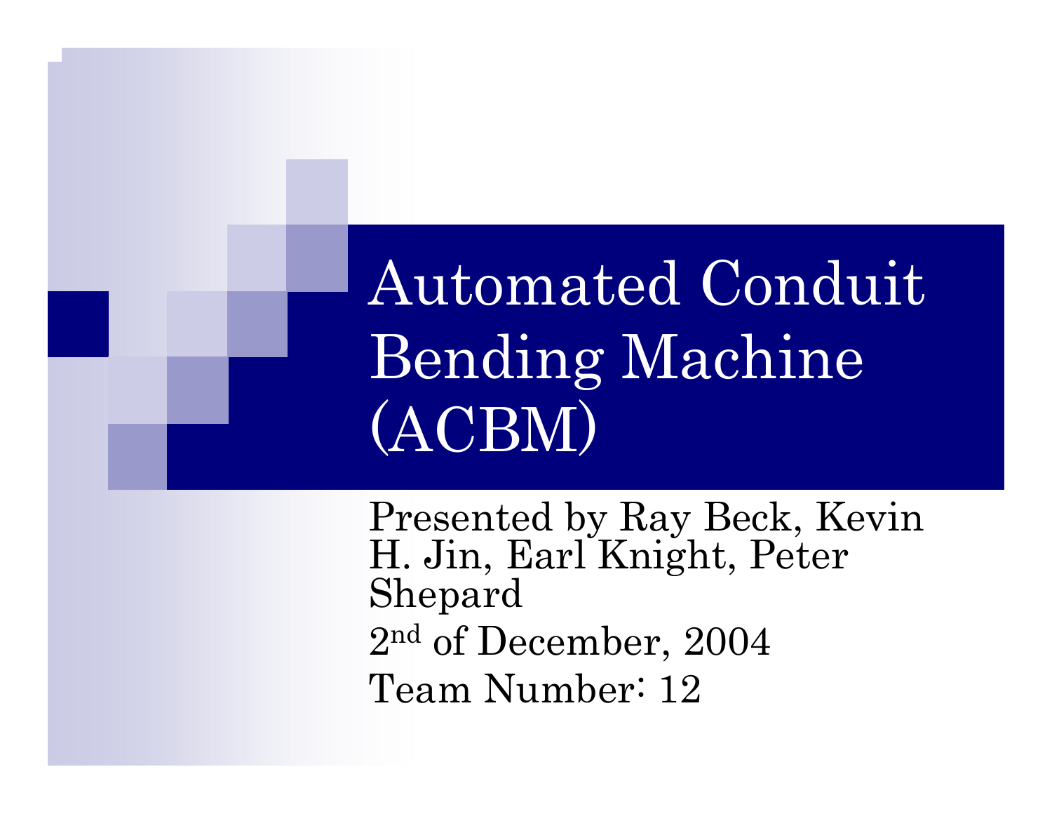# Automated Conduit Bending Machine (ACBM)

Presented by Ray Beck, Kevin H. Jin, Earl Knight, Peter Shepard

2nd of December, 2004

Team Number: 12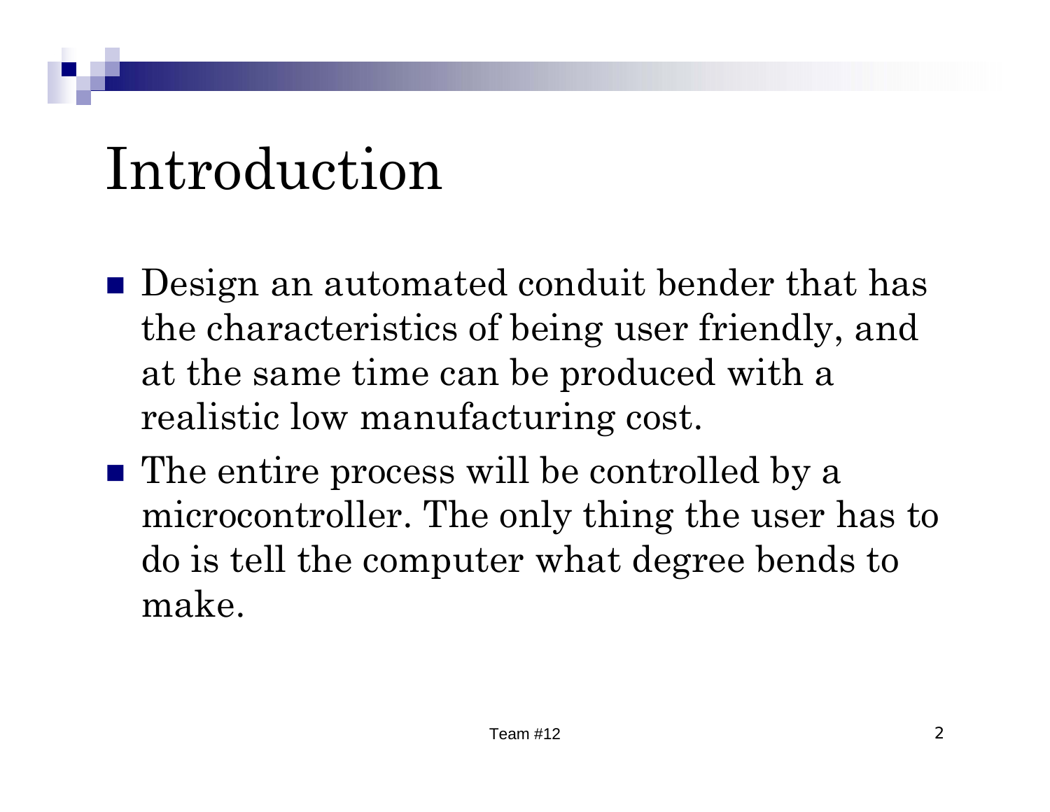# Introduction

- Design an automated conduit bender that has the characteristics of being user friendly, and at the same time can be produced with a realistic low manufacturing cost.
- The entire process will be controlled by a microcontroller. The only thing the user has to do is tell the computer what degree bends to make.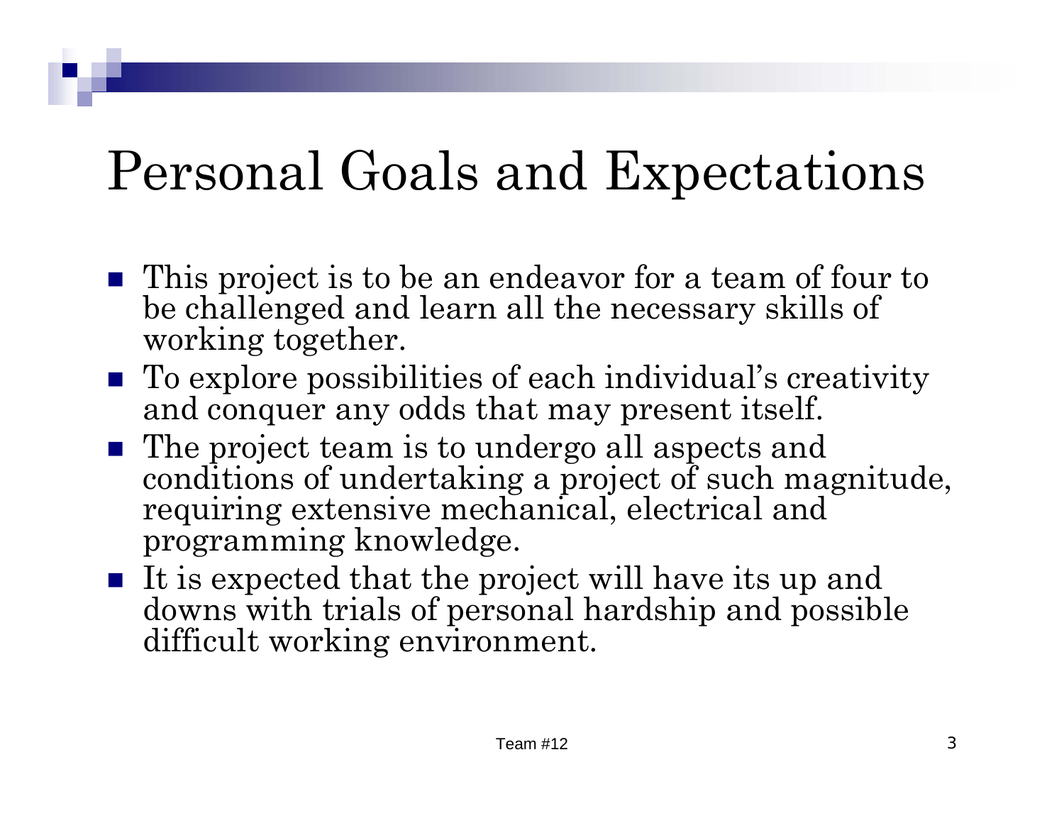# Personal Goals and Expectations

- This project is to be an endeavor for a team of four to be challenged and learn all the necessary skills of working together.
- To explore possibilities of each individual's creativity and conquer any odds that may present itself.
- The project team is to undergo all aspects and conditions of undertaking a project of such magnitude, requiring extensive mechanical, electrical and programming knowledge.
- It is expected that the project will have its up and downs with trials of personal hardship and possible difficult working environment.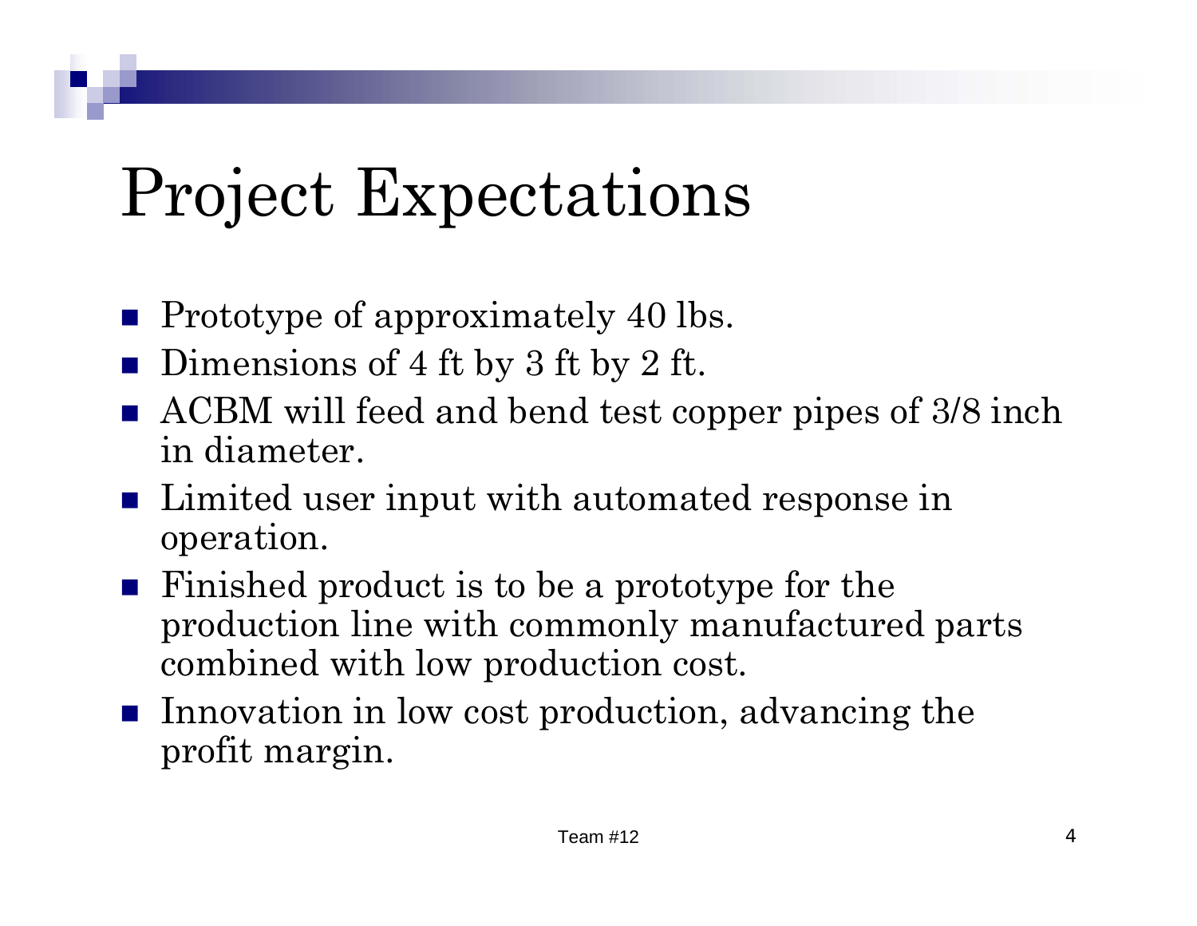# Project Expectations

- Prototype of approximately 40 lbs.
- Dimensions of 4 ft by 3 ft by 2 ft.
- ACBM will feed and bend test copper pipes of 3/8 inch in diameter.
- Limited user input with automated response in operation.
- Finished product is to be a prototype for the production line with commonly manufactured parts combined with low production cost.
- Innovation in low cost production, advancing the profit margin.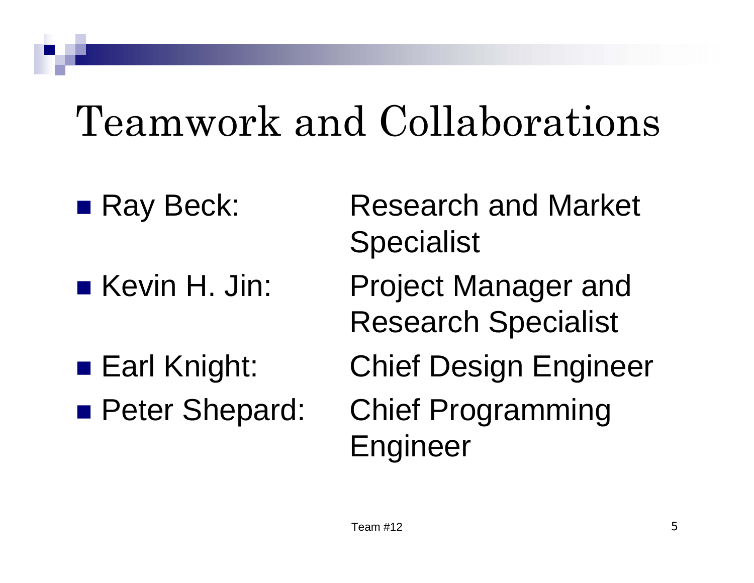# Teamwork and Collaborations

- Ray Beck: Research and Market Specialist
- Kevin H. Jin: Project Manager and Research Specialist
- Earl Knight: Chief Design Engineer
- Peter Shepard: Chief Programming Engineer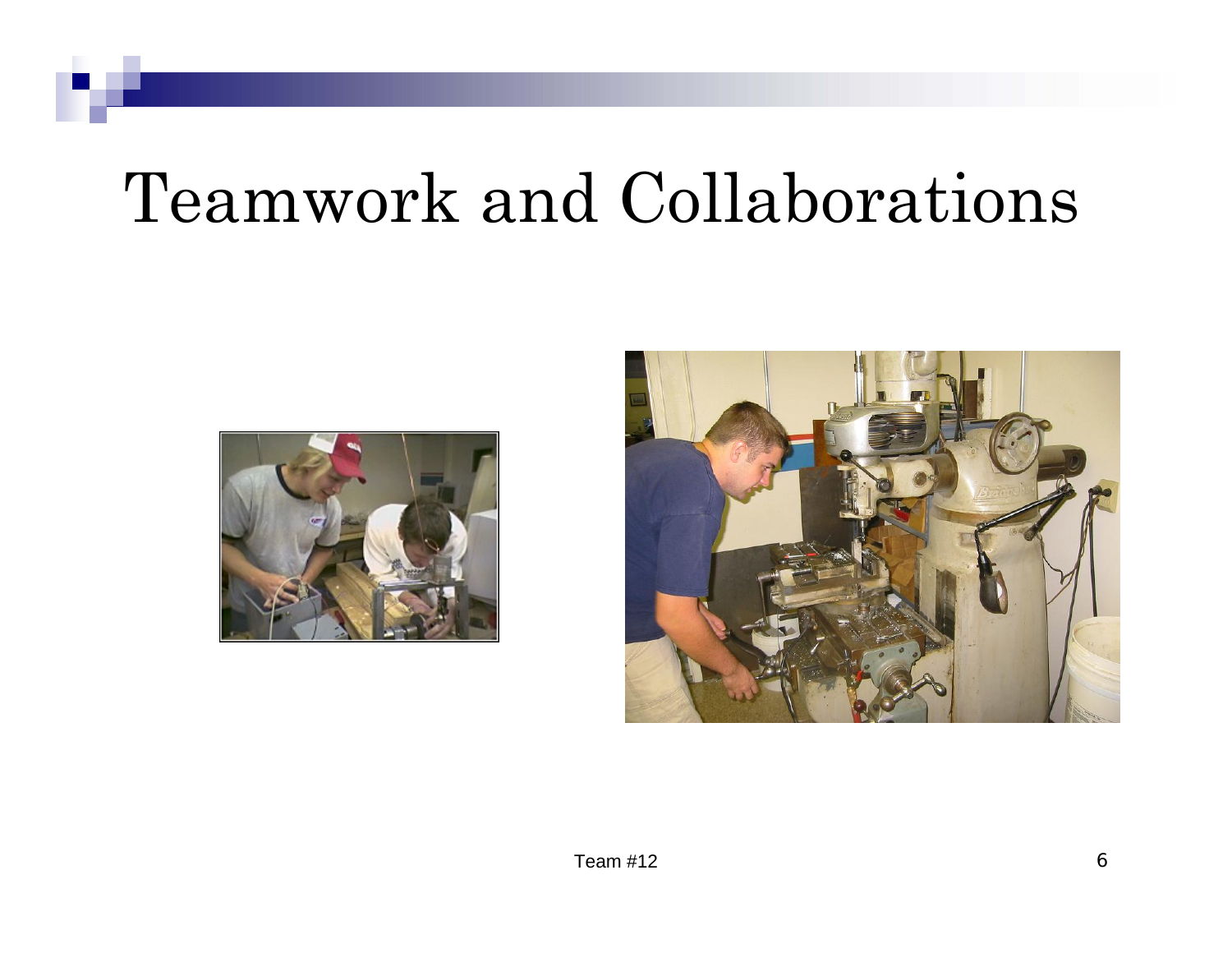# Teamwork and Collaborations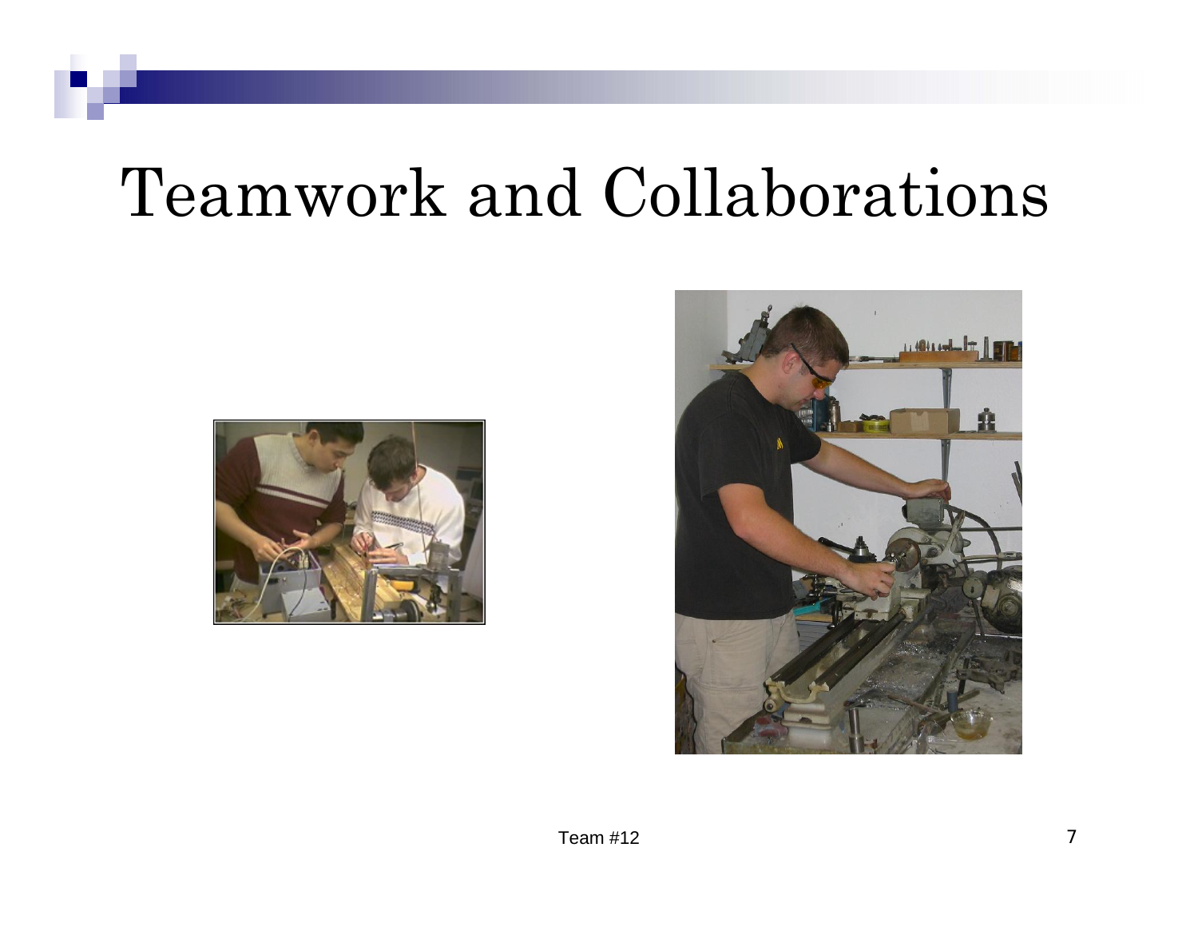# Teamwork and Collaborations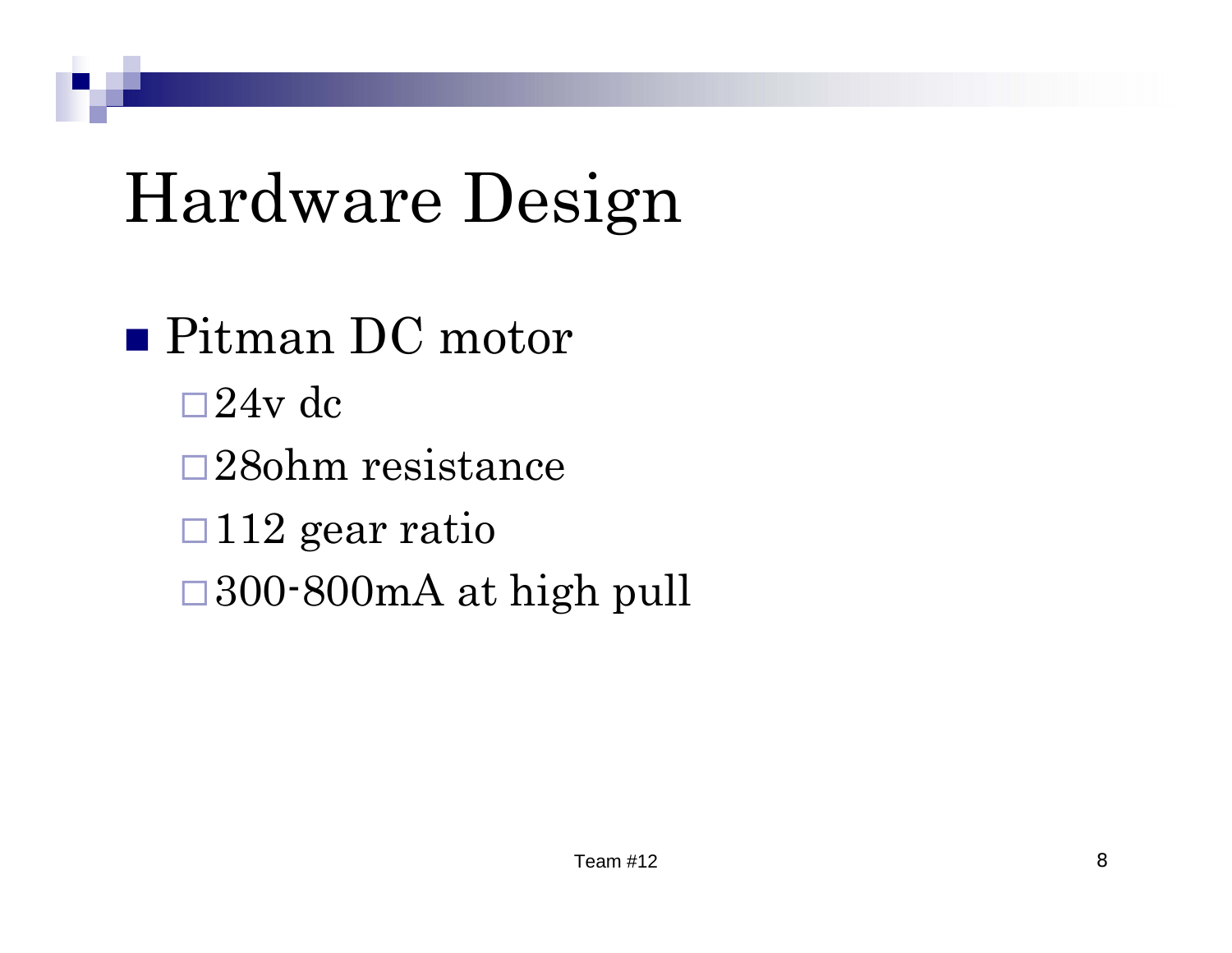# Hardware Design

- Pitman DC motor
  - 24v dc
  - 28ohm resistance
  - 112 gear ratio
  - 300-800mA at high pull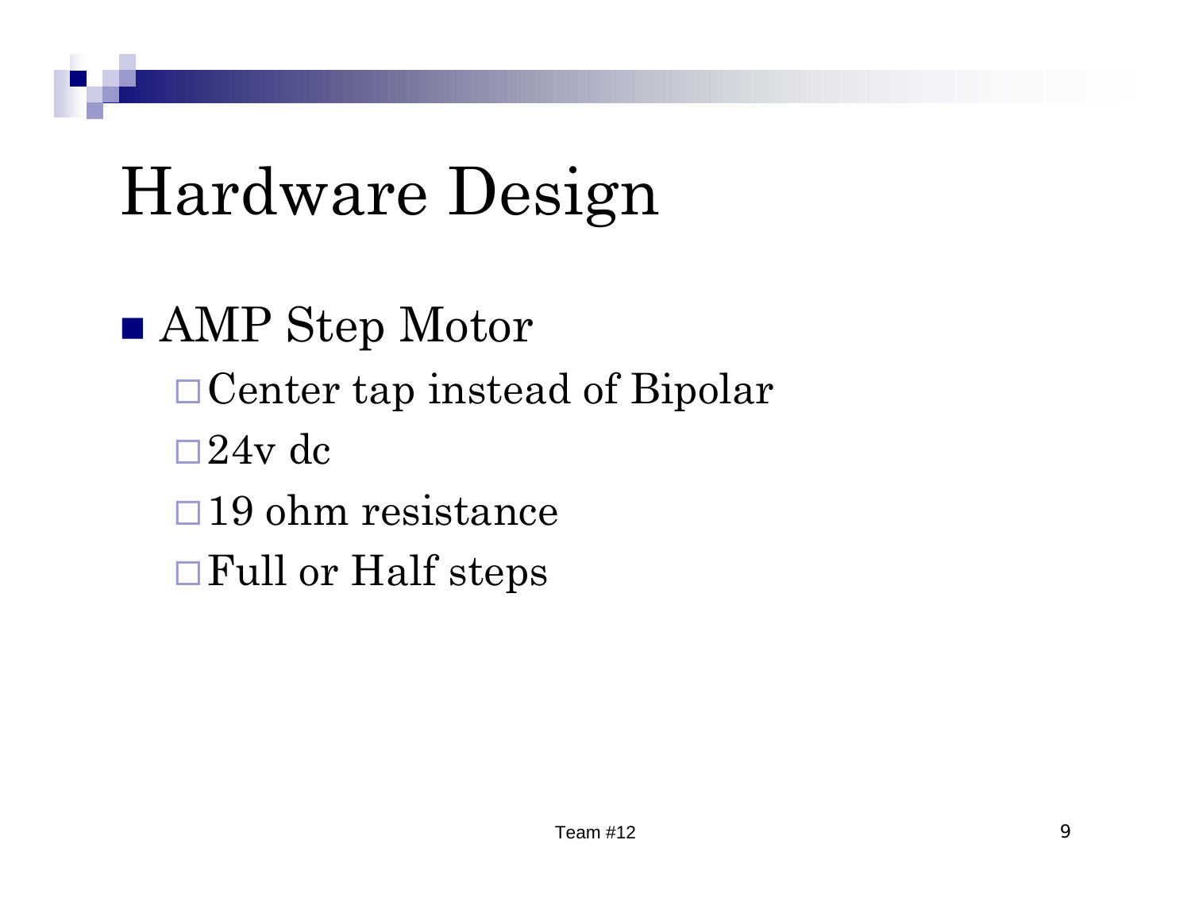# Hardware Design

- AMP Step Motor
  - Center tap instead of Bipolar
  - 24v dc
  - 19 ohm resistance
  - Full or Half steps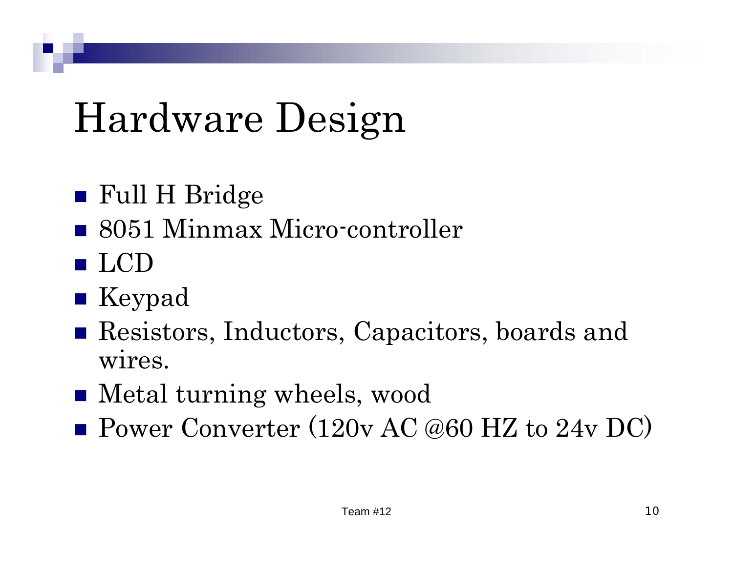# Hardware Design

- Full H Bridge
- 8051 Minmax Micro-controller
- LCD
- Keypad
- Resistors, Inductors, Capacitors, boards and wires.
- Metal turning wheels, wood
- Power Converter (120v AC @60 HZ to 24v DC)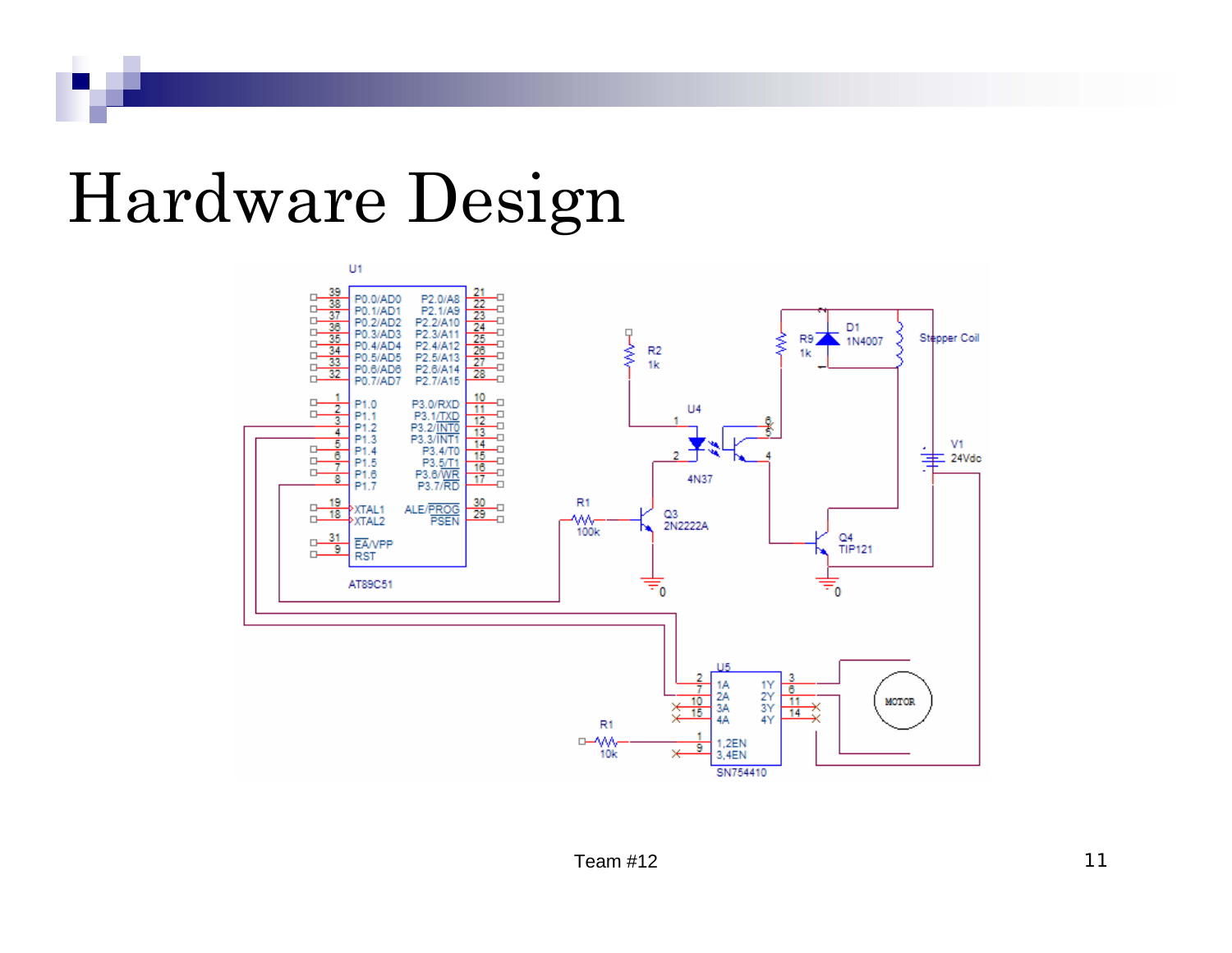# Hardware Design

U1
AT89C51

P0.0/AD0, P0.1/AD1, P0.2/AD2, P0.3/AD3, P0.4/AD4, P0.5/AD5, P0.6/AD6, P0.7/AD7
P1.0, P1.1, P1.2, P1.3, P1.4, P1.5, P1.6, P1.7
XTAL1, XTAL2, EA/VPP, RST
P2.0/A8, P2.1/A9, P2.2/A10, P2.3/A11, P2.4/A12, P2.5/A13, P2.6/A14, P2.7/A15
P3.0/RXD, P3.1/TXD, P3.2/INT0, P3.3/INT1, P3.4/T0, P3.5/T1, P3.6/WR, P3.7/RD
ALE/PROG, PSEN

R2 1k
U4 4N37
R1 100k
Q3 2N2222A
R9 1k
D1 1N4007
Stepper Coil
V1 24Vdc
Q4 TIP121
0

U5 SN754410
1A, 2A, 3A, 4A, 1,2EN, 3,4EN, 1Y, 2Y, 3Y, 4Y
R1 10k
MOTOR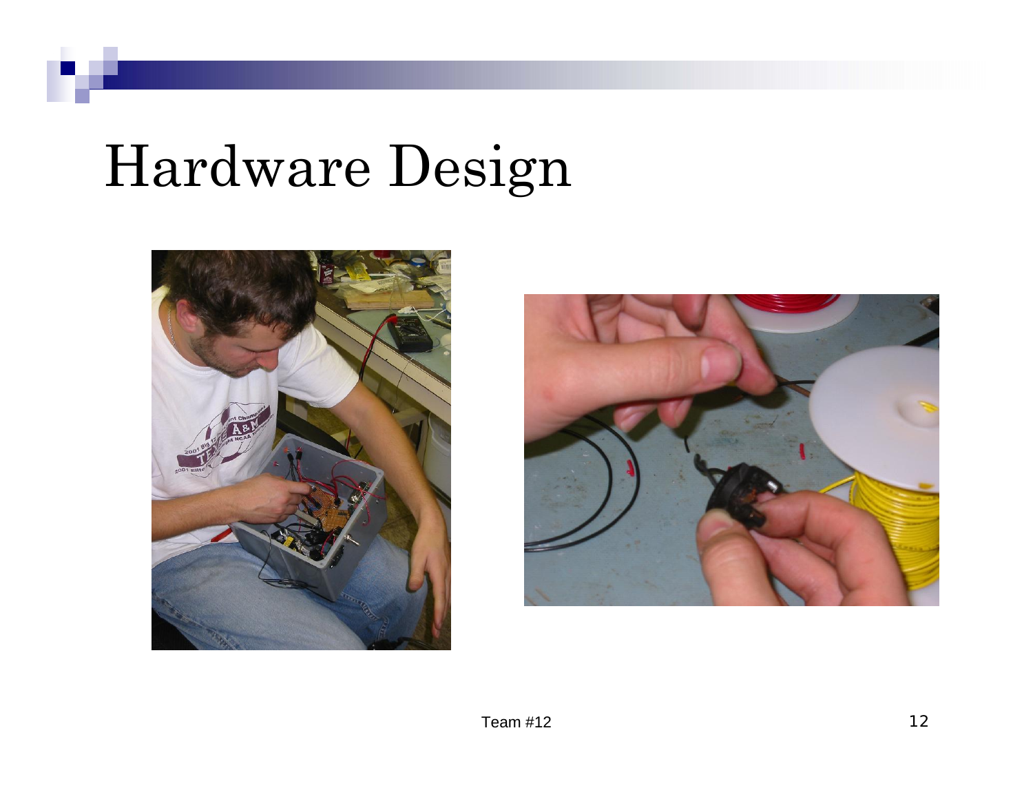# Hardware Design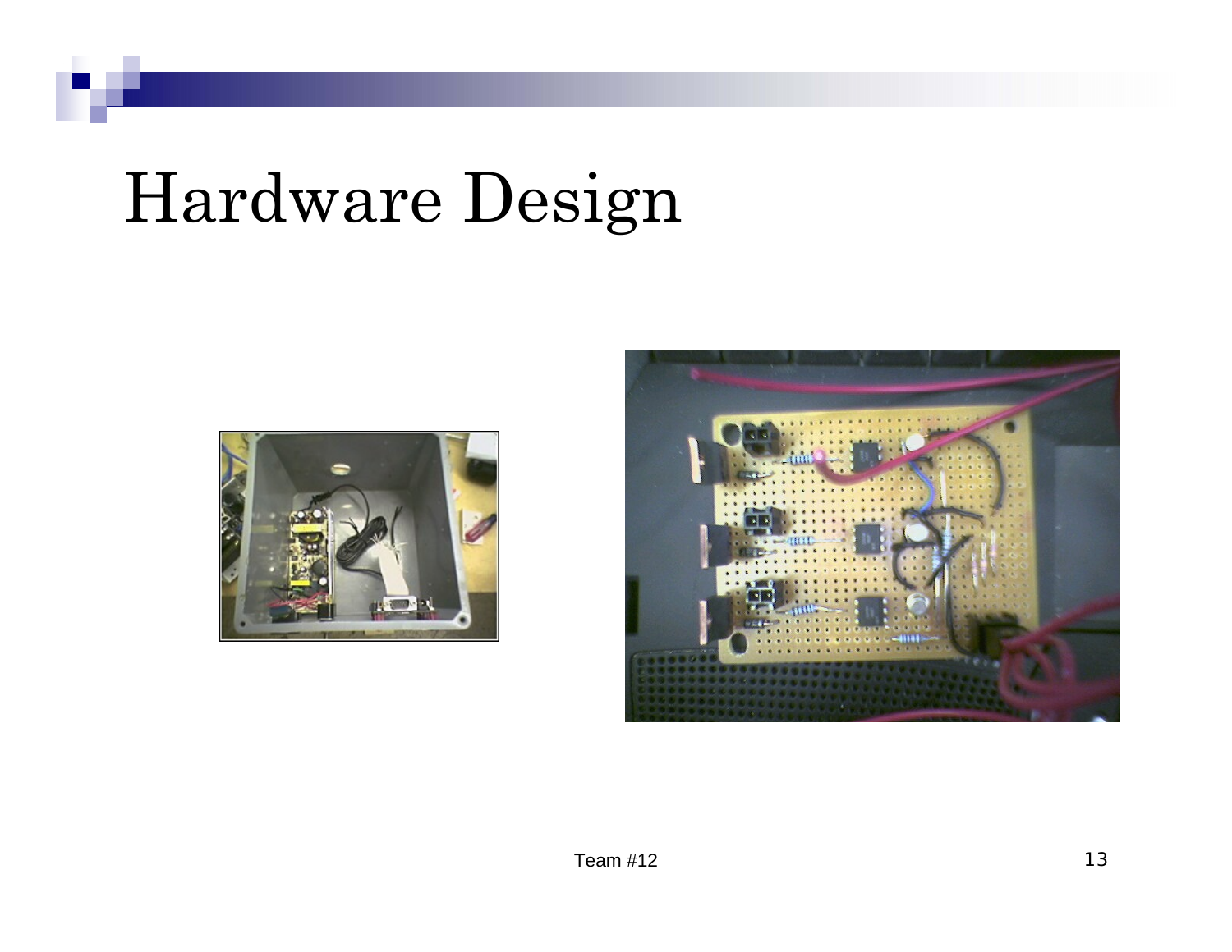# Hardware Design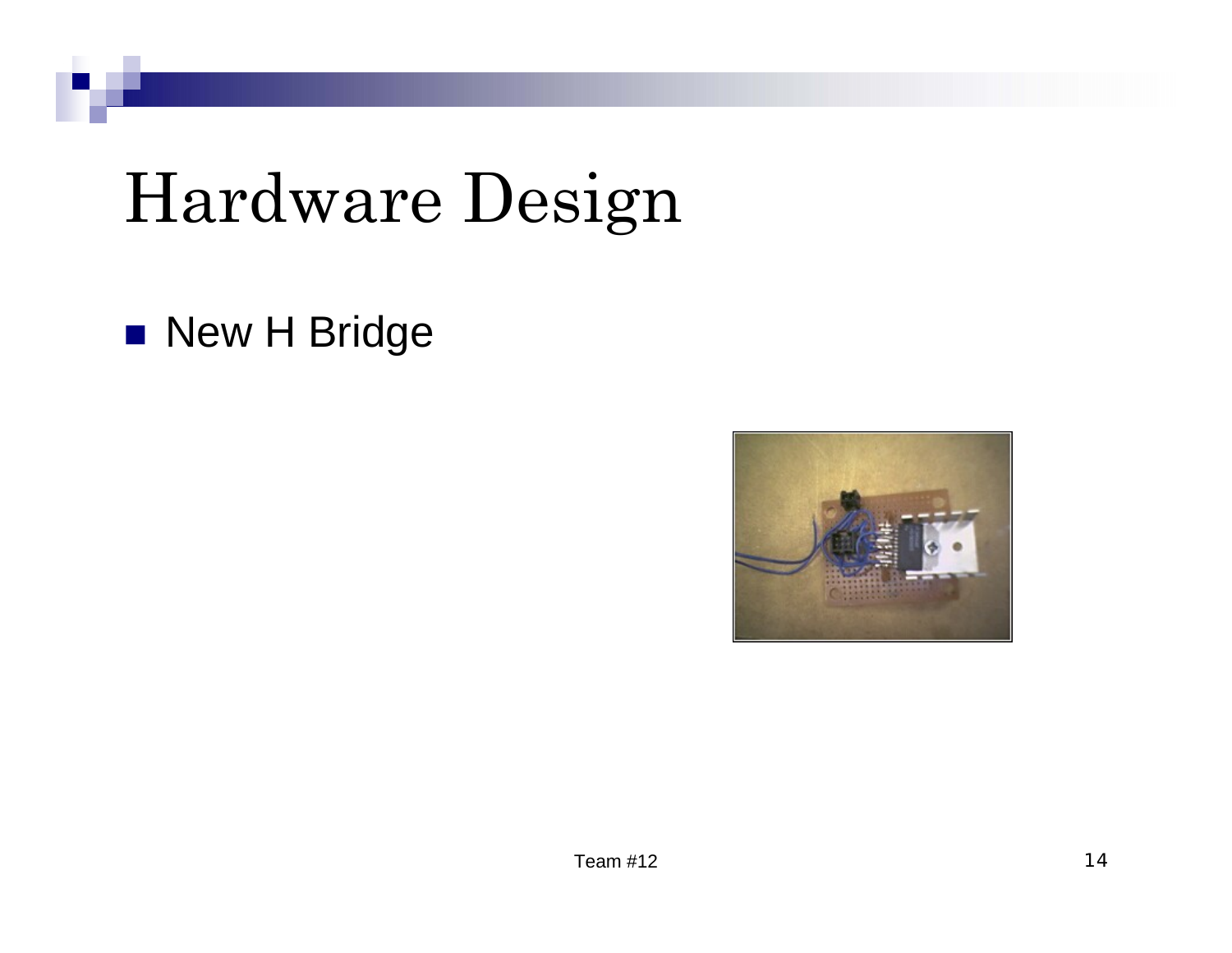# Hardware Design

- New H Bridge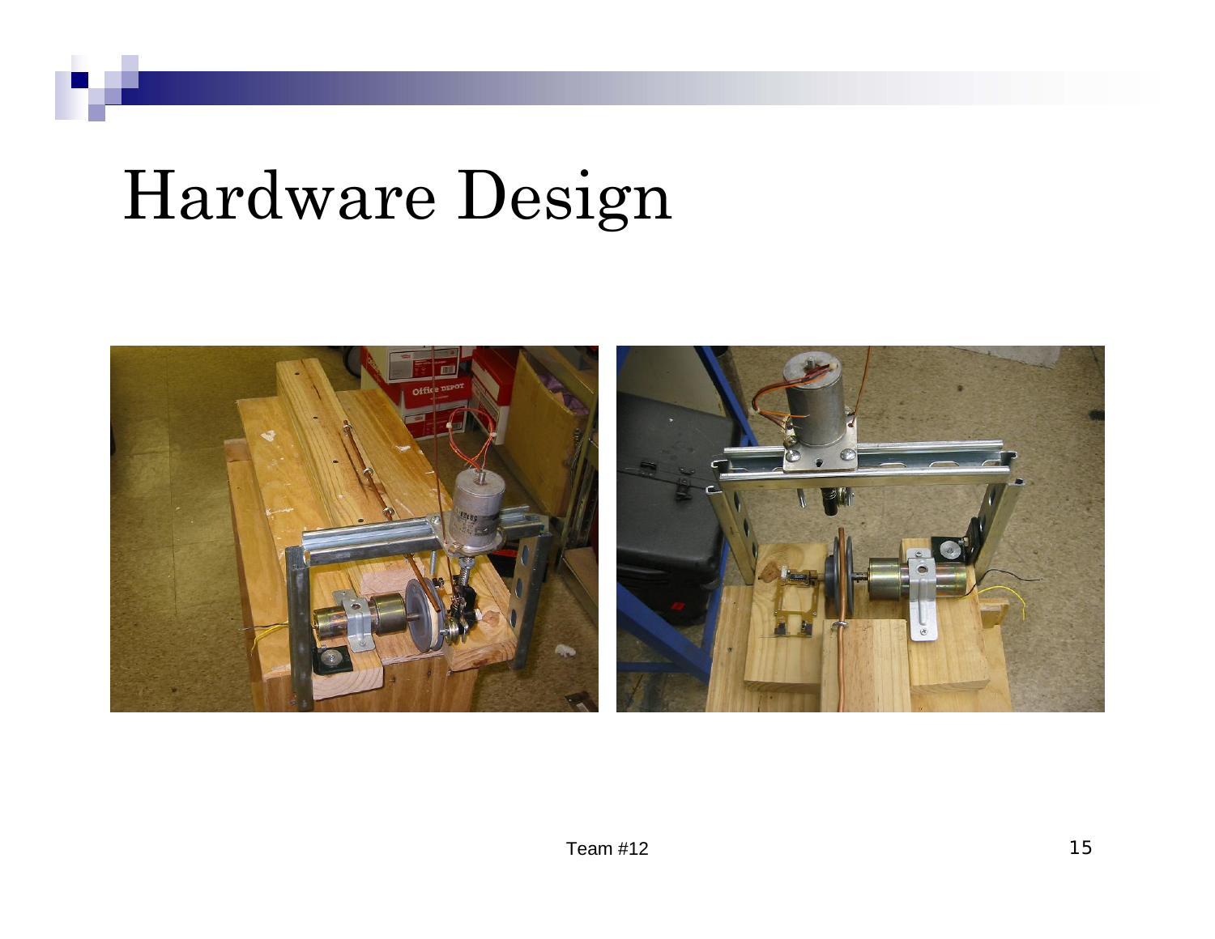# Hardware Design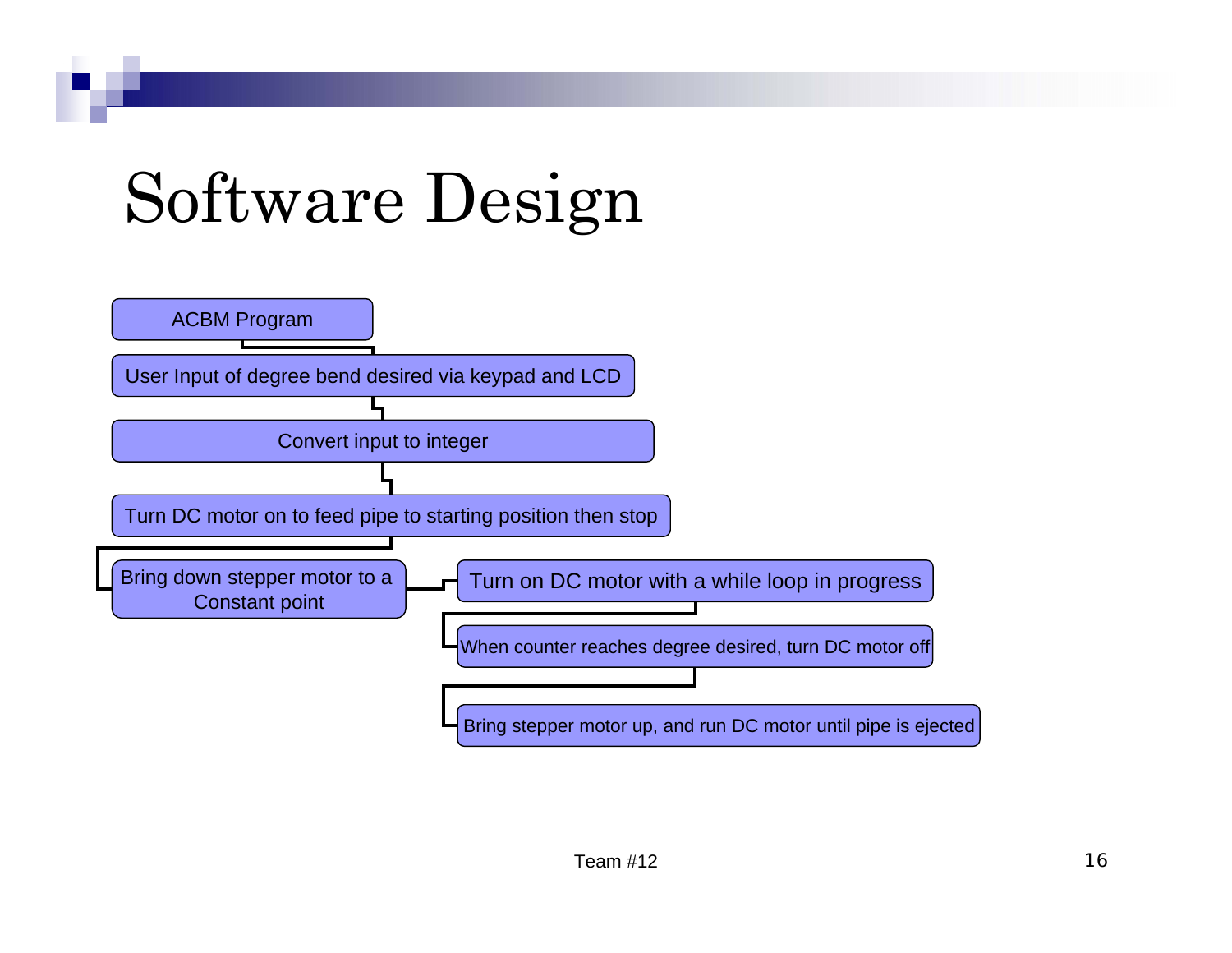# Software Design

- ACBM Program
- User Input of degree bend desired via keypad and LCD
- Convert input to integer
- Turn DC motor on to feed pipe to starting position then stop
- Bring down stepper motor to a Constant point
- Turn on DC motor with a while loop in progress
- When counter reaches degree desired, turn DC motor off
- Bring stepper motor up, and run DC motor until pipe is ejected

Team #12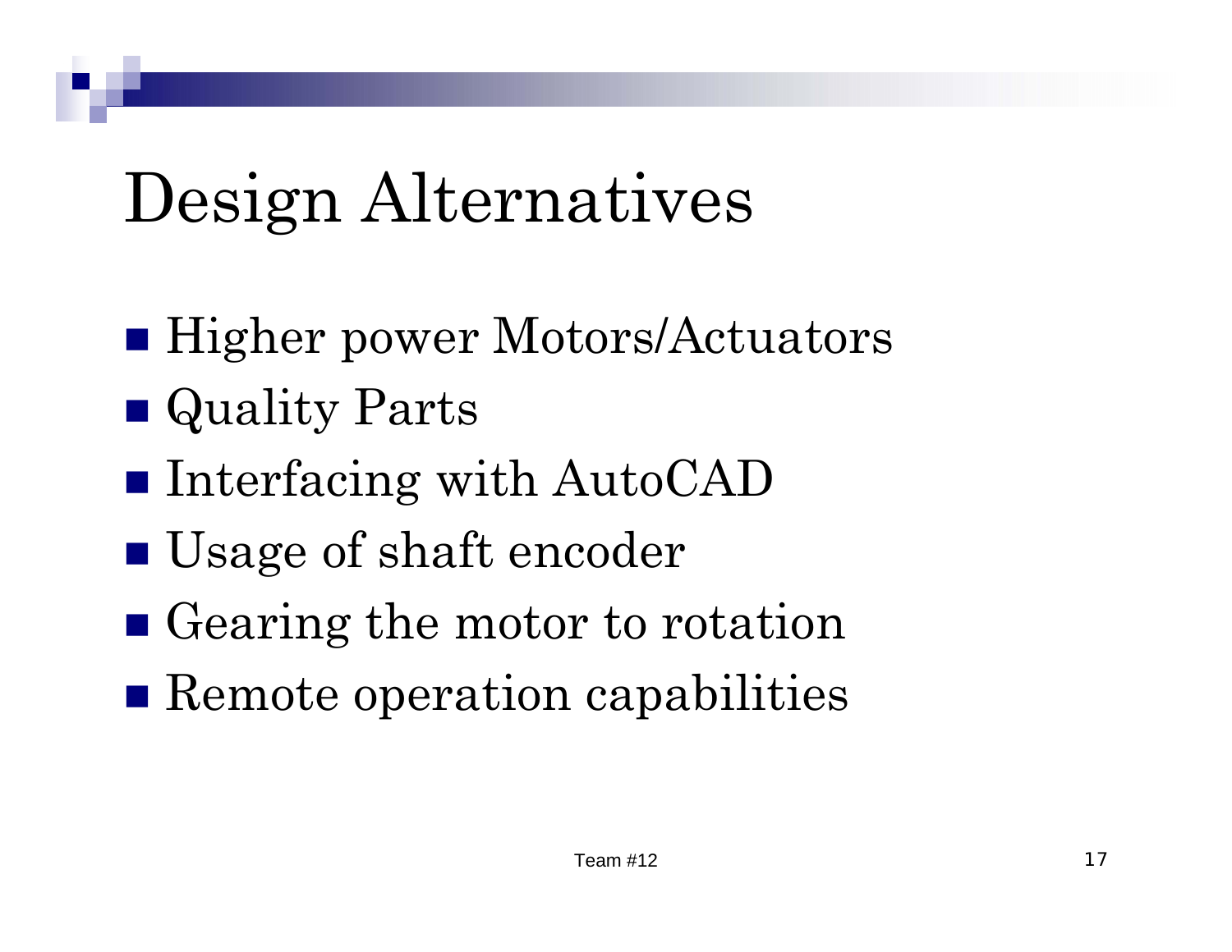# Design Alternatives

- Higher power Motors/Actuators
- Quality Parts
- Interfacing with AutoCAD
- Usage of shaft encoder
- Gearing the motor to rotation
- Remote operation capabilities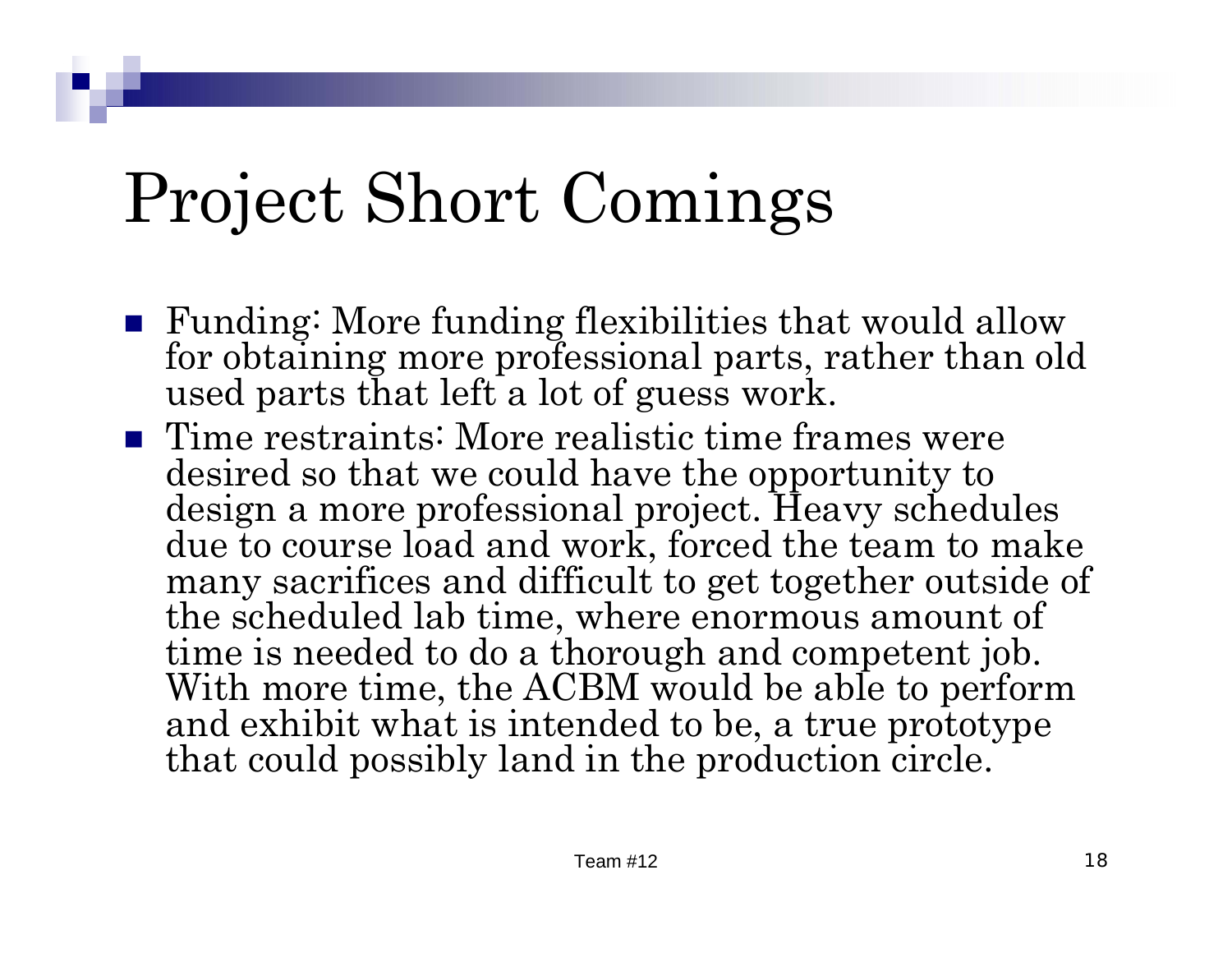# Project Short Comings

- Funding: More funding flexibilities that would allow for obtaining more professional parts, rather than old used parts that left a lot of guess work.
- Time restraints: More realistic time frames were desired so that we could have the opportunity to design a more professional project. Heavy schedules due to course load and work, forced the team to make many sacrifices and difficult to get together outside of the scheduled lab time, where enormous amount of time is needed to do a thorough and competent job. With more time, the ACBM would be able to perform and exhibit what is intended to be, a true prototype that could possibly land in the production circle.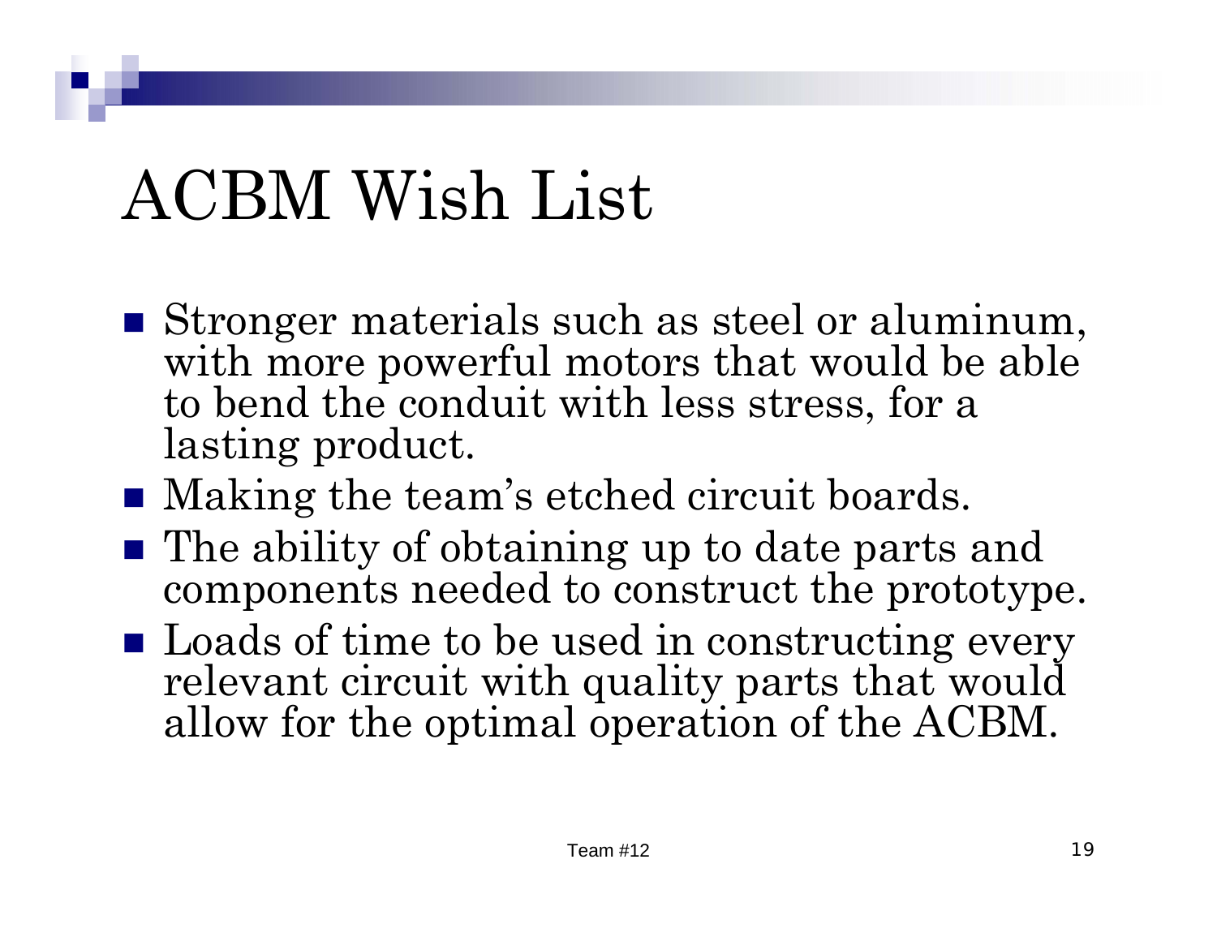# ACBM Wish List

- Stronger materials such as steel or aluminum, with more powerful motors that would be able to bend the conduit with less stress, for a lasting product.
- Making the team's etched circuit boards.
- The ability of obtaining up to date parts and components needed to construct the prototype.
- Loads of time to be used in constructing every relevant circuit with quality parts that would allow for the optimal operation of the ACBM.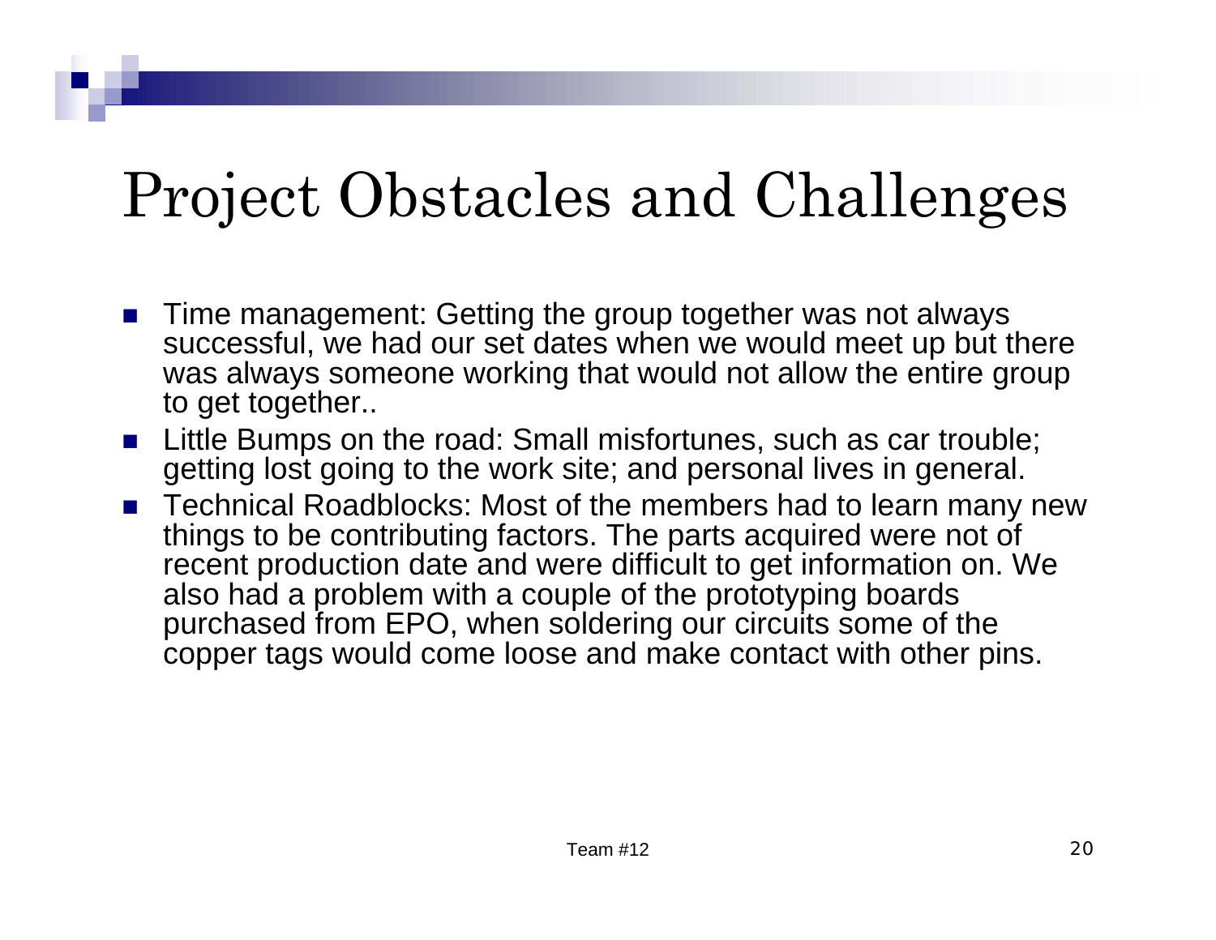# Project Obstacles and Challenges

- Time management: Getting the group together was not always successful, we had our set dates when we would meet up but there was always someone working that would not allow the entire group to get together..
- Little Bumps on the road: Small misfortunes, such as car trouble; getting lost going to the work site; and personal lives in general.
- Technical Roadblocks: Most of the members had to learn many new things to be contributing factors. The parts acquired were not of recent production date and were difficult to get information on. We also had a problem with a couple of the prototyping boards purchased from EPO, when soldering our circuits some of the copper tags would come loose and make contact with other pins.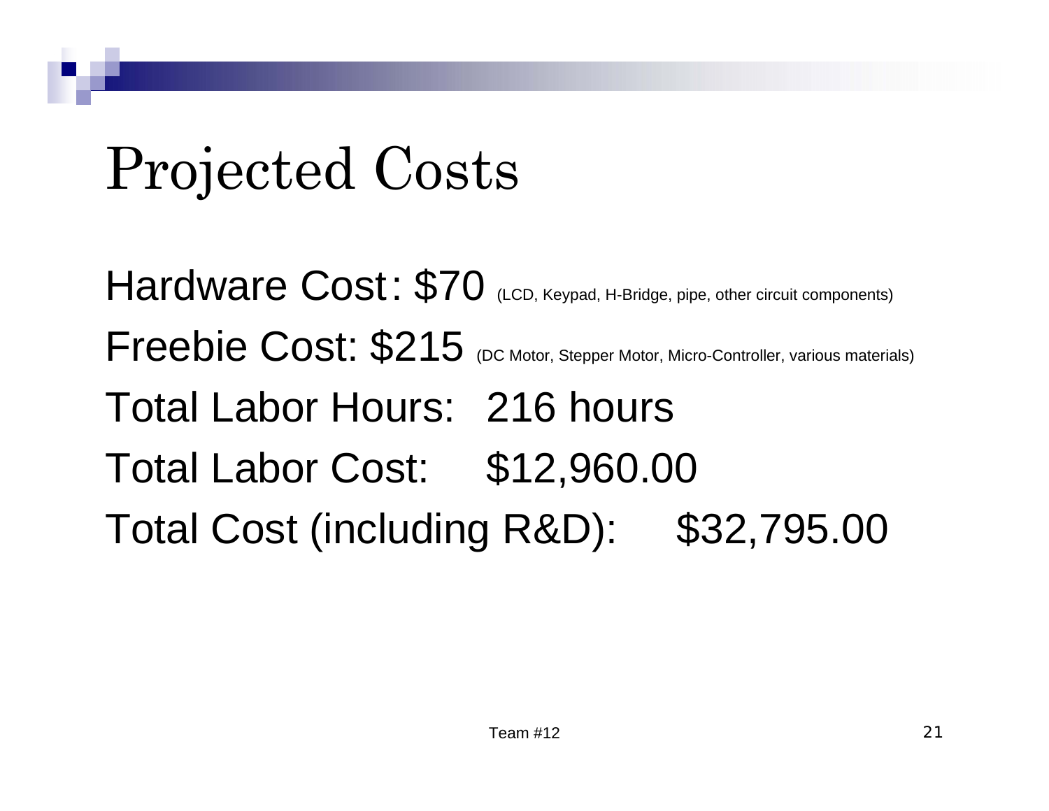# Projected Costs

Hardware Cost: $70 (LCD, Keypad, H-Bridge, pipe, other circuit components)

Freebie Cost: $215 (DC Motor, Stepper Motor, Micro-Controller, various materials)

Total Labor Hours: 216 hours

Total Labor Cost: $12,960.00

Total Cost (including R&D): $32,795.00

Team #12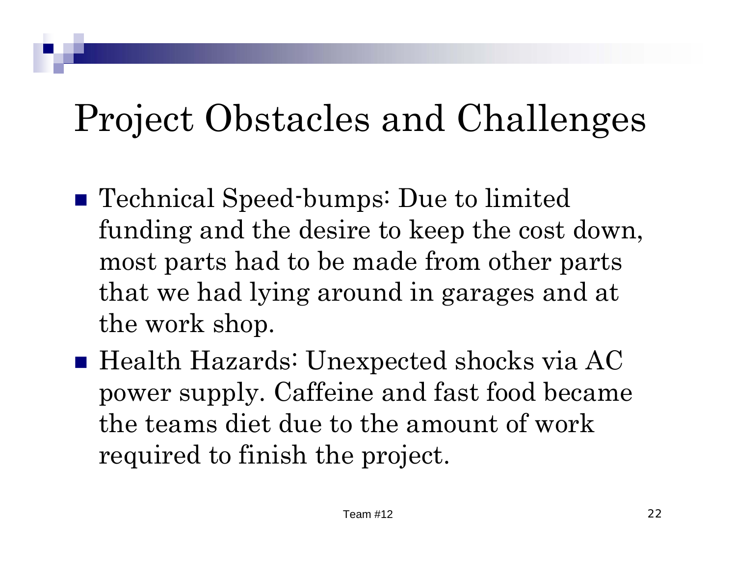# Project Obstacles and Challenges

- Technical Speed-bumps: Due to limited funding and the desire to keep the cost down, most parts had to be made from other parts that we had lying around in garages and at the work shop.
- Health Hazards: Unexpected shocks via AC power supply. Caffeine and fast food became the teams diet due to the amount of work required to finish the project.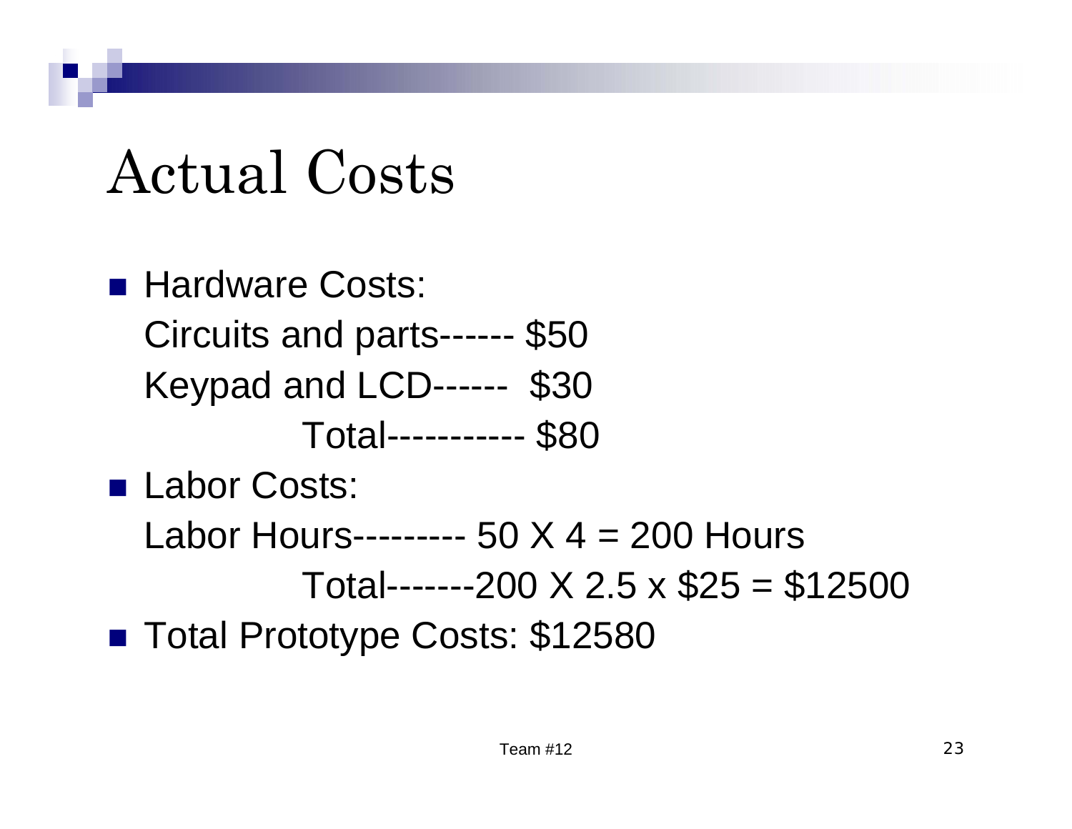# Actual Costs

- Hardware Costs:
  Circuits and parts------ \$50
  Keypad and LCD------ \$30
  Total----------- \$80
- Labor Costs:
  Labor Hours--------- 50 X 4 = 200 Hours
  Total-------200 X 2.5 x \$25 = \$12500
- Total Prototype Costs: \$12580

Team #12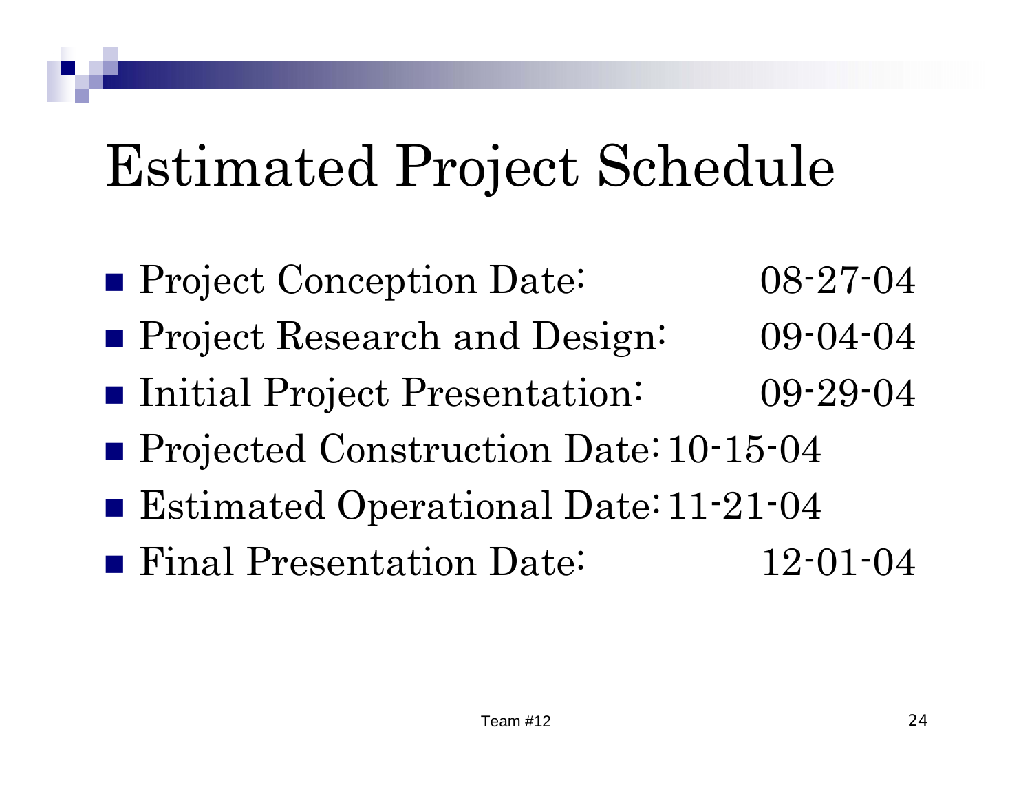# Estimated Project Schedule

- Project Conception Date: 08-27-04
- Project Research and Design: 09-04-04
- Initial Project Presentation: 09-29-04
- Projected Construction Date: 10-15-04
- Estimated Operational Date: 11-21-04
- Final Presentation Date: 12-01-04

Team #12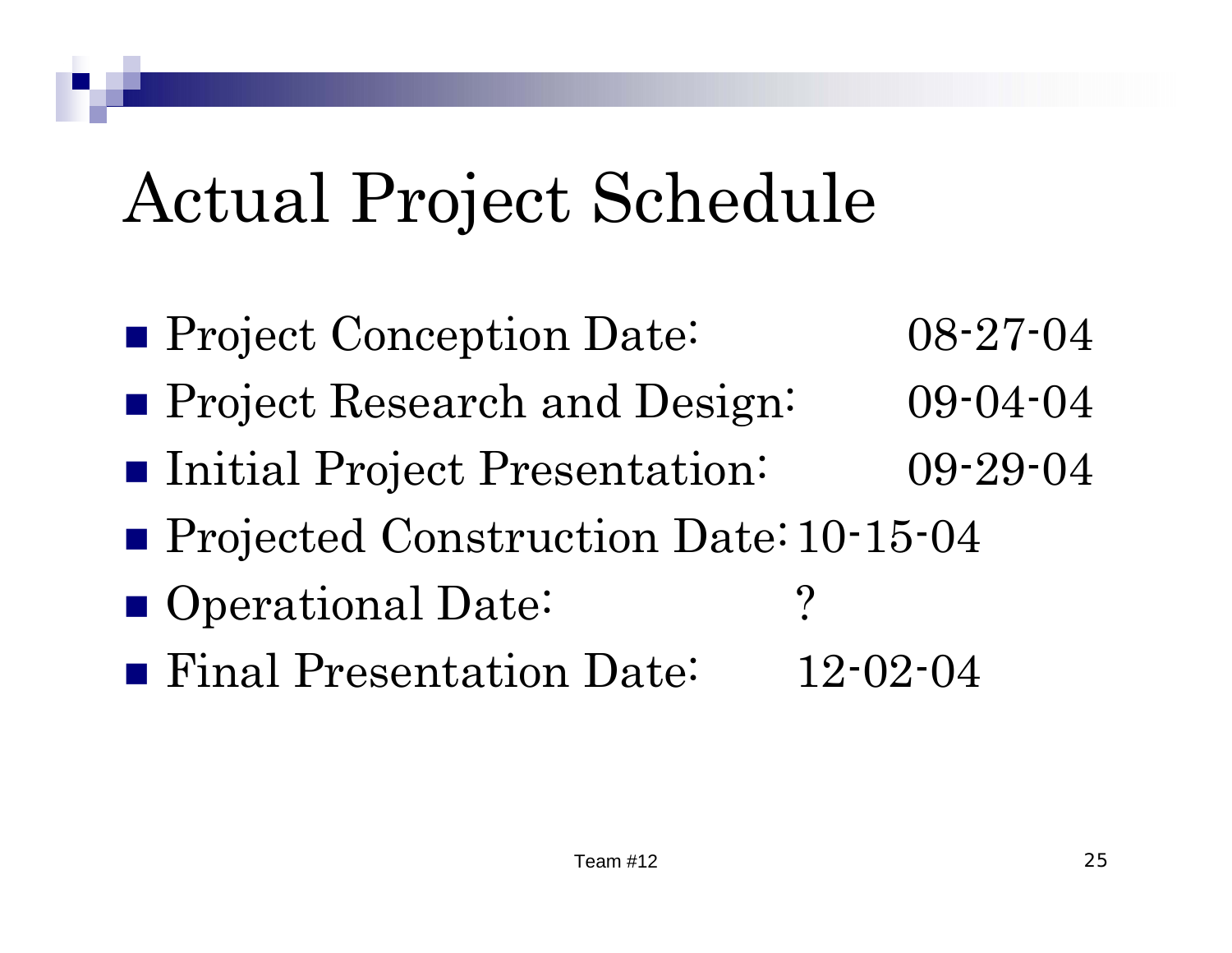# Actual Project Schedule

- Project Conception Date: 08-27-04
- Project Research and Design: 09-04-04
- Initial Project Presentation: 09-29-04
- Projected Construction Date: 10-15-04
- Operational Date: ?
- Final Presentation Date: 12-02-04

Team #12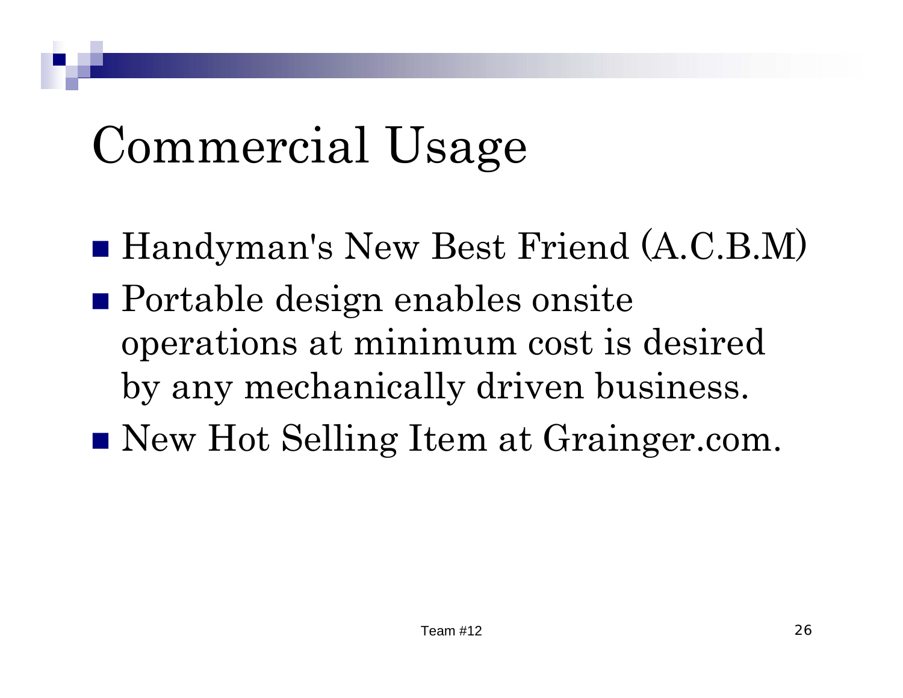# Commercial Usage

- Handyman's New Best Friend (A.C.B.M)
- Portable design enables onsite operations at minimum cost is desired by any mechanically driven business.
- New Hot Selling Item at Grainger.com.

Team #12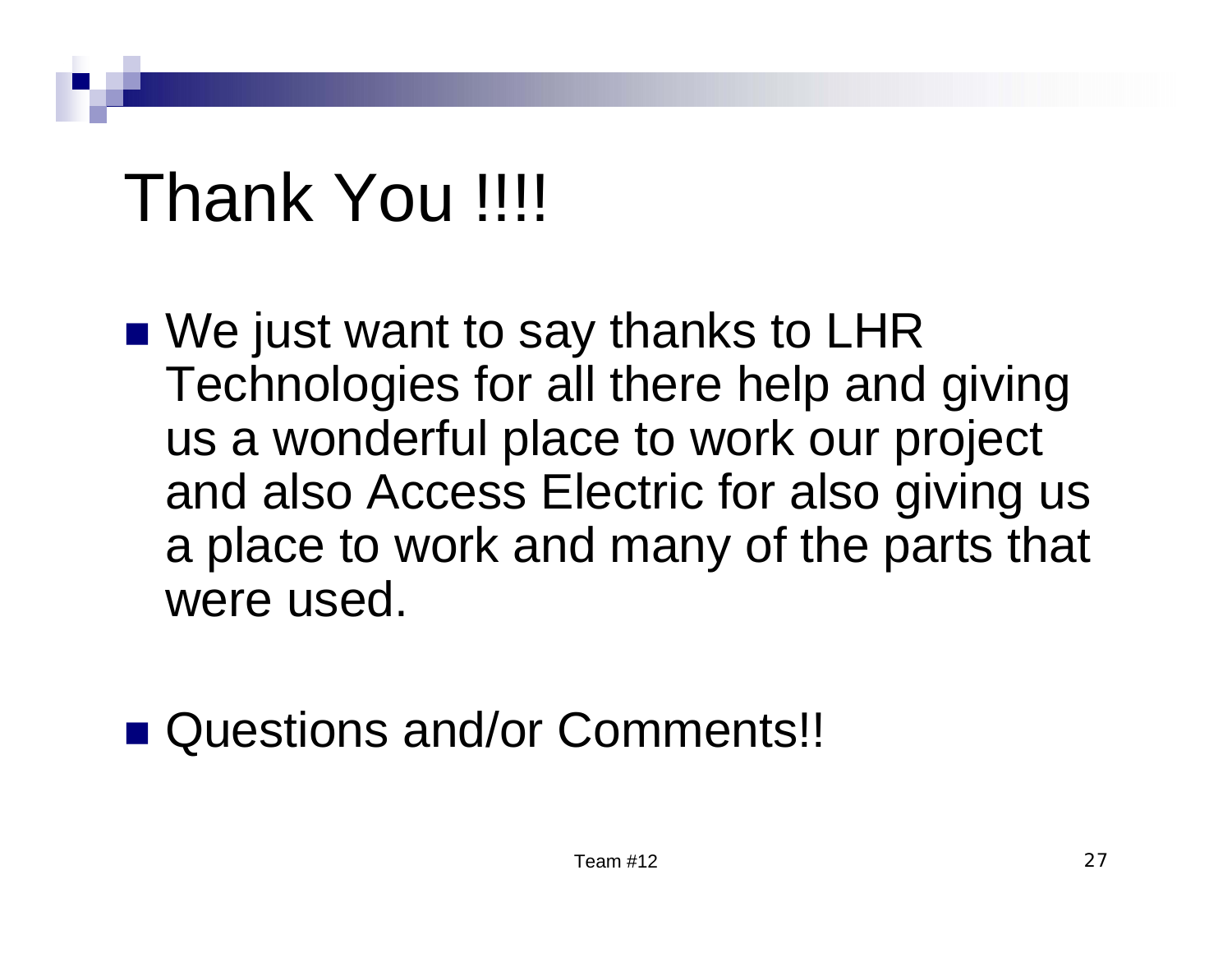# Thank You !!!!

- We just want to say thanks to LHR Technologies for all there help and giving us a wonderful place to work our project and also Access Electric for also giving us a place to work and many of the parts that were used.

- Questions and/or Comments!!